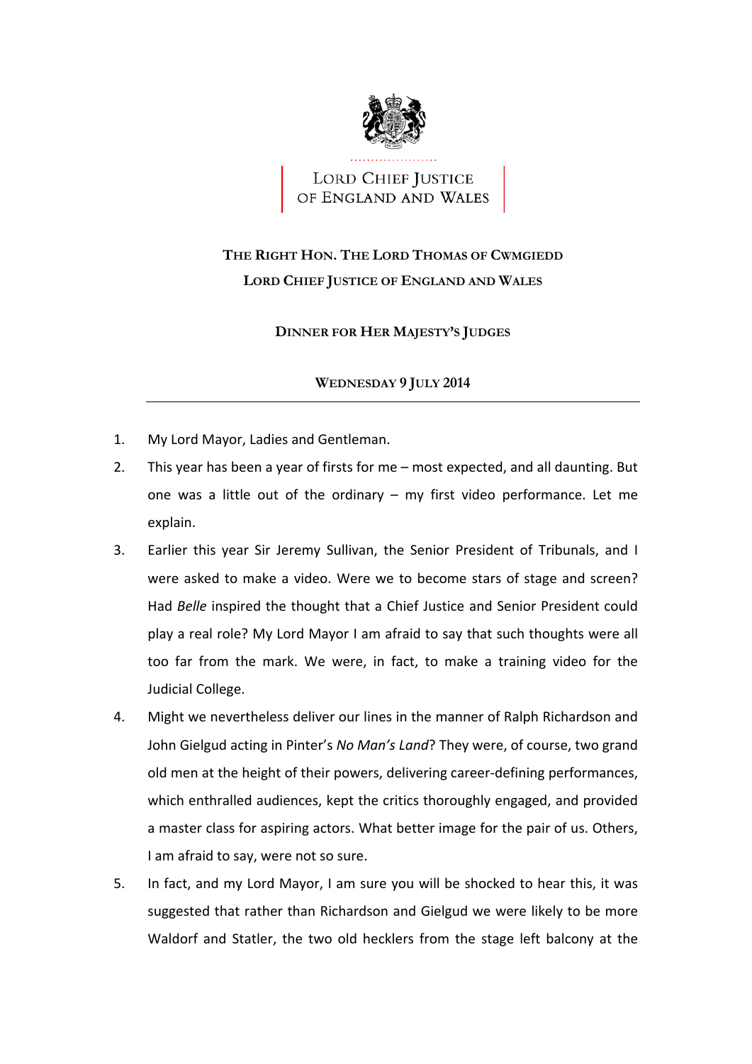LORD CHIEF JUSTICE OF ENGLAND AND WALES

**THE RIGHT HON. THE LORD THOMAS OF CWMGIEDD**

**LORD CHIEF JUSTICE OF ENGLAND AND WALES**

**DINNER FOR HER MAJESTY'S JUDGES**

**WEDNESDAY 9 JULY 2014**

---

1. My Lord Mayor, Ladies and Gentleman.
2. This year has been a year of firsts for me – most expected, and all daunting. But one was a little out of the ordinary – my first video performance. Let me explain.
3. Earlier this year Sir Jeremy Sullivan, the Senior President of Tribunals, and I were asked to make a video. Were we to become stars of stage and screen? Had *Belle* inspired the thought that a Chief Justice and Senior President could play a real role? My Lord Mayor I am afraid to say that such thoughts were all too far from the mark. We were, in fact, to make a training video for the Judicial College.
4. Might we nevertheless deliver our lines in the manner of Ralph Richardson and John Gielgud acting in Pinter's *No Man's Land*? They were, of course, two grand old men at the height of their powers, delivering career-defining performances, which enthralled audiences, kept the critics thoroughly engaged, and provided a master class for aspiring actors. What better image for the pair of us. Others, I am afraid to say, were not so sure.
5. In fact, and my Lord Mayor, I am sure you will be shocked to hear this, it was suggested that rather than Richardson and Gielgud we were likely to be more Waldorf and Statler, the two old hecklers from the stage left balcony at the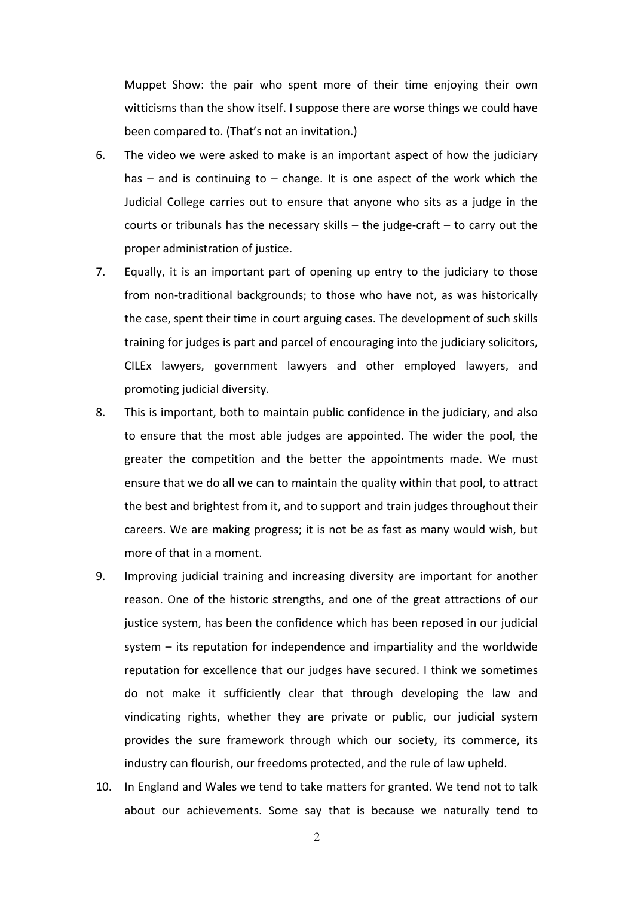Muppet Show: the pair who spent more of their time enjoying their own witticisms than the show itself. I suppose there are worse things we could have been compared to. (That's not an invitation.)

6. The video we were asked to make is an important aspect of how the judiciary has – and is continuing to – change. It is one aspect of the work which the Judicial College carries out to ensure that anyone who sits as a judge in the courts or tribunals has the necessary skills – the judge-craft – to carry out the proper administration of justice.

7. Equally, it is an important part of opening up entry to the judiciary to those from non-traditional backgrounds; to those who have not, as was historically the case, spent their time in court arguing cases. The development of such skills training for judges is part and parcel of encouraging into the judiciary solicitors, CILEx lawyers, government lawyers and other employed lawyers, and promoting judicial diversity.

8. This is important, both to maintain public confidence in the judiciary, and also to ensure that the most able judges are appointed. The wider the pool, the greater the competition and the better the appointments made. We must ensure that we do all we can to maintain the quality within that pool, to attract the best and brightest from it, and to support and train judges throughout their careers. We are making progress; it is not be as fast as many would wish, but more of that in a moment.

9. Improving judicial training and increasing diversity are important for another reason. One of the historic strengths, and one of the great attractions of our justice system, has been the confidence which has been reposed in our judicial system – its reputation for independence and impartiality and the worldwide reputation for excellence that our judges have secured. I think we sometimes do not make it sufficiently clear that through developing the law and vindicating rights, whether they are private or public, our judicial system provides the sure framework through which our society, its commerce, its industry can flourish, our freedoms protected, and the rule of law upheld.

10. In England and Wales we tend to take matters for granted. We tend not to talk about our achievements. Some say that is because we naturally tend to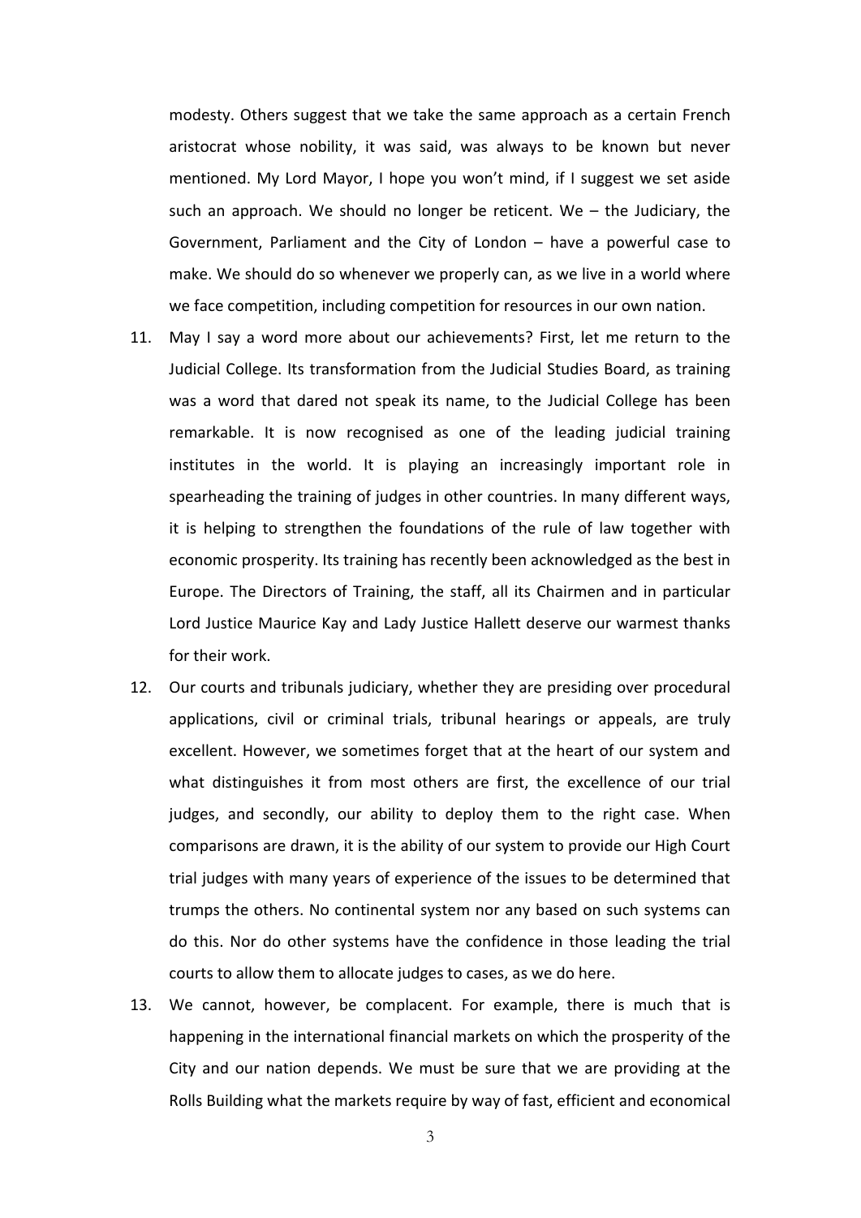modesty. Others suggest that we take the same approach as a certain French aristocrat whose nobility, it was said, was always to be known but never mentioned. My Lord Mayor, I hope you won't mind, if I suggest we set aside such an approach. We should no longer be reticent. We – the Judiciary, the Government, Parliament and the City of London – have a powerful case to make. We should do so whenever we properly can, as we live in a world where we face competition, including competition for resources in our own nation.

11. May I say a word more about our achievements? First, let me return to the Judicial College. Its transformation from the Judicial Studies Board, as training was a word that dared not speak its name, to the Judicial College has been remarkable. It is now recognised as one of the leading judicial training institutes in the world. It is playing an increasingly important role in spearheading the training of judges in other countries. In many different ways, it is helping to strengthen the foundations of the rule of law together with economic prosperity. Its training has recently been acknowledged as the best in Europe. The Directors of Training, the staff, all its Chairmen and in particular Lord Justice Maurice Kay and Lady Justice Hallett deserve our warmest thanks for their work.

12. Our courts and tribunals judiciary, whether they are presiding over procedural applications, civil or criminal trials, tribunal hearings or appeals, are truly excellent. However, we sometimes forget that at the heart of our system and what distinguishes it from most others are first, the excellence of our trial judges, and secondly, our ability to deploy them to the right case. When comparisons are drawn, it is the ability of our system to provide our High Court trial judges with many years of experience of the issues to be determined that trumps the others. No continental system nor any based on such systems can do this. Nor do other systems have the confidence in those leading the trial courts to allow them to allocate judges to cases, as we do here.

13. We cannot, however, be complacent. For example, there is much that is happening in the international financial markets on which the prosperity of the City and our nation depends. We must be sure that we are providing at the Rolls Building what the markets require by way of fast, efficient and economical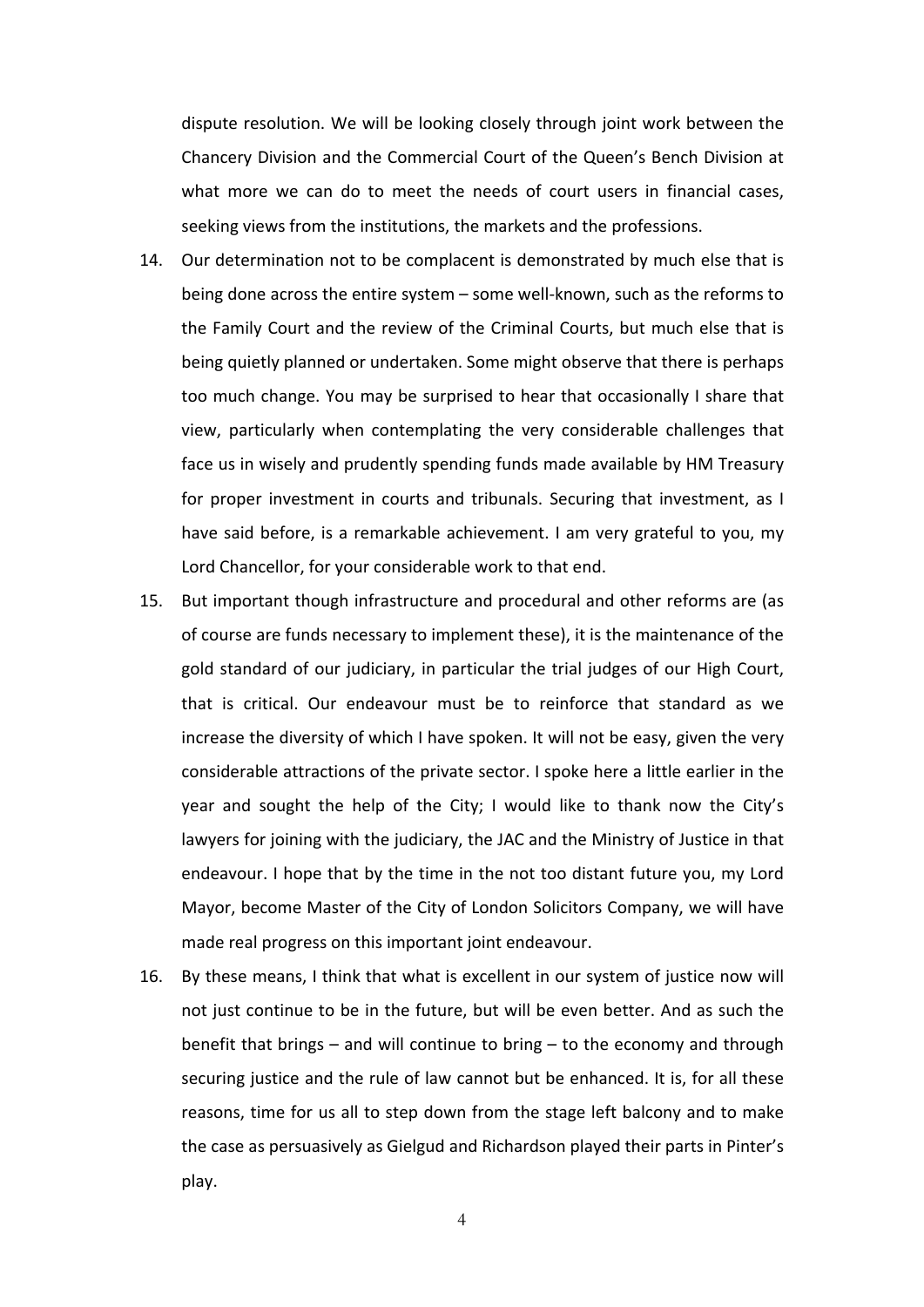dispute resolution. We will be looking closely through joint work between the Chancery Division and the Commercial Court of the Queen's Bench Division at what more we can do to meet the needs of court users in financial cases, seeking views from the institutions, the markets and the professions.

14. Our determination not to be complacent is demonstrated by much else that is being done across the entire system – some well-known, such as the reforms to the Family Court and the review of the Criminal Courts, but much else that is being quietly planned or undertaken. Some might observe that there is perhaps too much change. You may be surprised to hear that occasionally I share that view, particularly when contemplating the very considerable challenges that face us in wisely and prudently spending funds made available by HM Treasury for proper investment in courts and tribunals. Securing that investment, as I have said before, is a remarkable achievement. I am very grateful to you, my Lord Chancellor, for your considerable work to that end.

15. But important though infrastructure and procedural and other reforms are (as of course are funds necessary to implement these), it is the maintenance of the gold standard of our judiciary, in particular the trial judges of our High Court, that is critical. Our endeavour must be to reinforce that standard as we increase the diversity of which I have spoken. It will not be easy, given the very considerable attractions of the private sector. I spoke here a little earlier in the year and sought the help of the City; I would like to thank now the City's lawyers for joining with the judiciary, the JAC and the Ministry of Justice in that endeavour. I hope that by the time in the not too distant future you, my Lord Mayor, become Master of the City of London Solicitors Company, we will have made real progress on this important joint endeavour.

16. By these means, I think that what is excellent in our system of justice now will not just continue to be in the future, but will be even better. And as such the benefit that brings – and will continue to bring – to the economy and through securing justice and the rule of law cannot but be enhanced. It is, for all these reasons, time for us all to step down from the stage left balcony and to make the case as persuasively as Gielgud and Richardson played their parts in Pinter's play.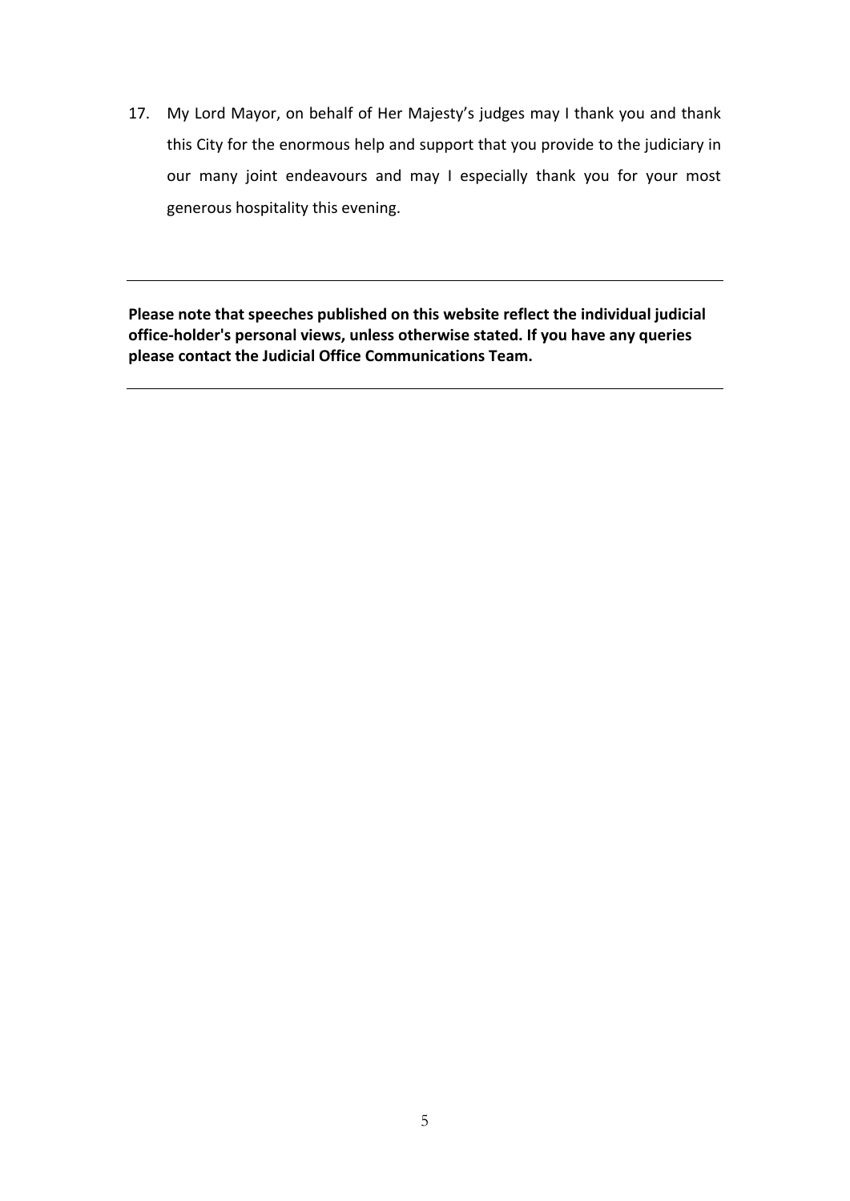17. My Lord Mayor, on behalf of Her Majesty's judges may I thank you and thank this City for the enormous help and support that you provide to the judiciary in our many joint endeavours and may I especially thank you for your most generous hospitality this evening.

---

**Please note that speeches published on this website reflect the individual judicial office-holder's personal views, unless otherwise stated. If you have any queries please contact the Judicial Office Communications Team.**

---